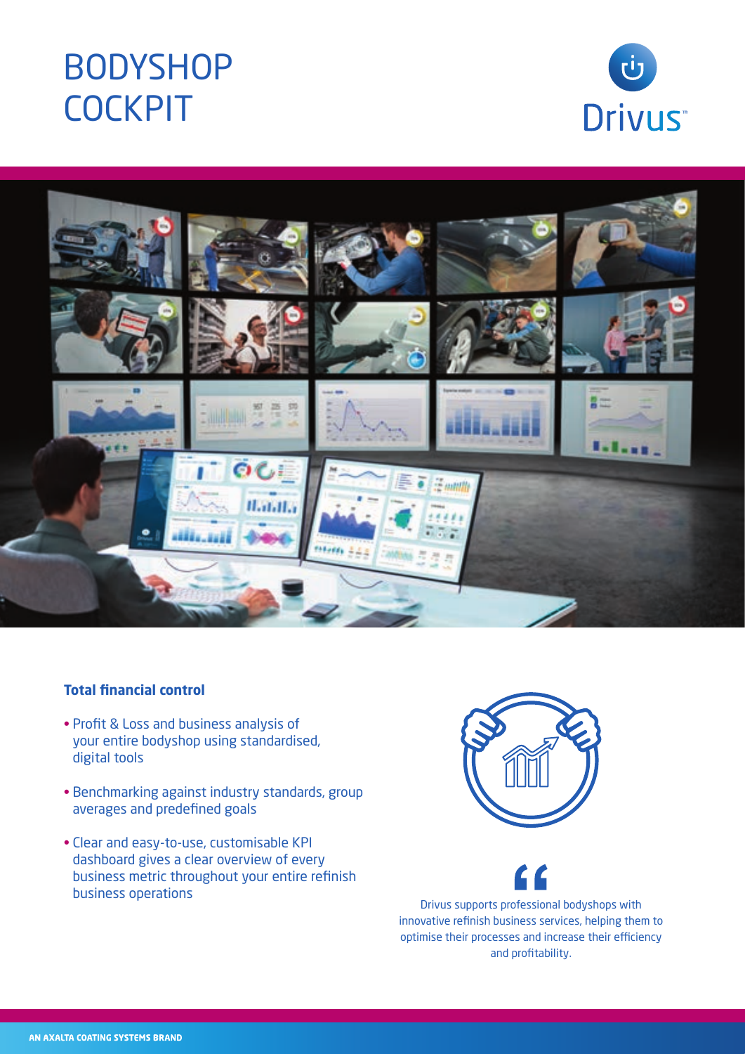# BODYSHOP COCKPIT

Drivus™

## Total financial control

- Profit & Loss and business analysis of your entire bodyshop using standardised, digital tools
- Benchmarking against industry standards, group averages and predefined goals
- Clear and easy-to-use, customisable KPI dashboard gives a clear overview of every business metric throughout your entire refinish business operations

> Drivus supports professional bodyshops with innovative refinish business services, helping them to optimise their processes and increase their efficiency and profitability.

AN AXALTA COATING SYSTEMS BRAND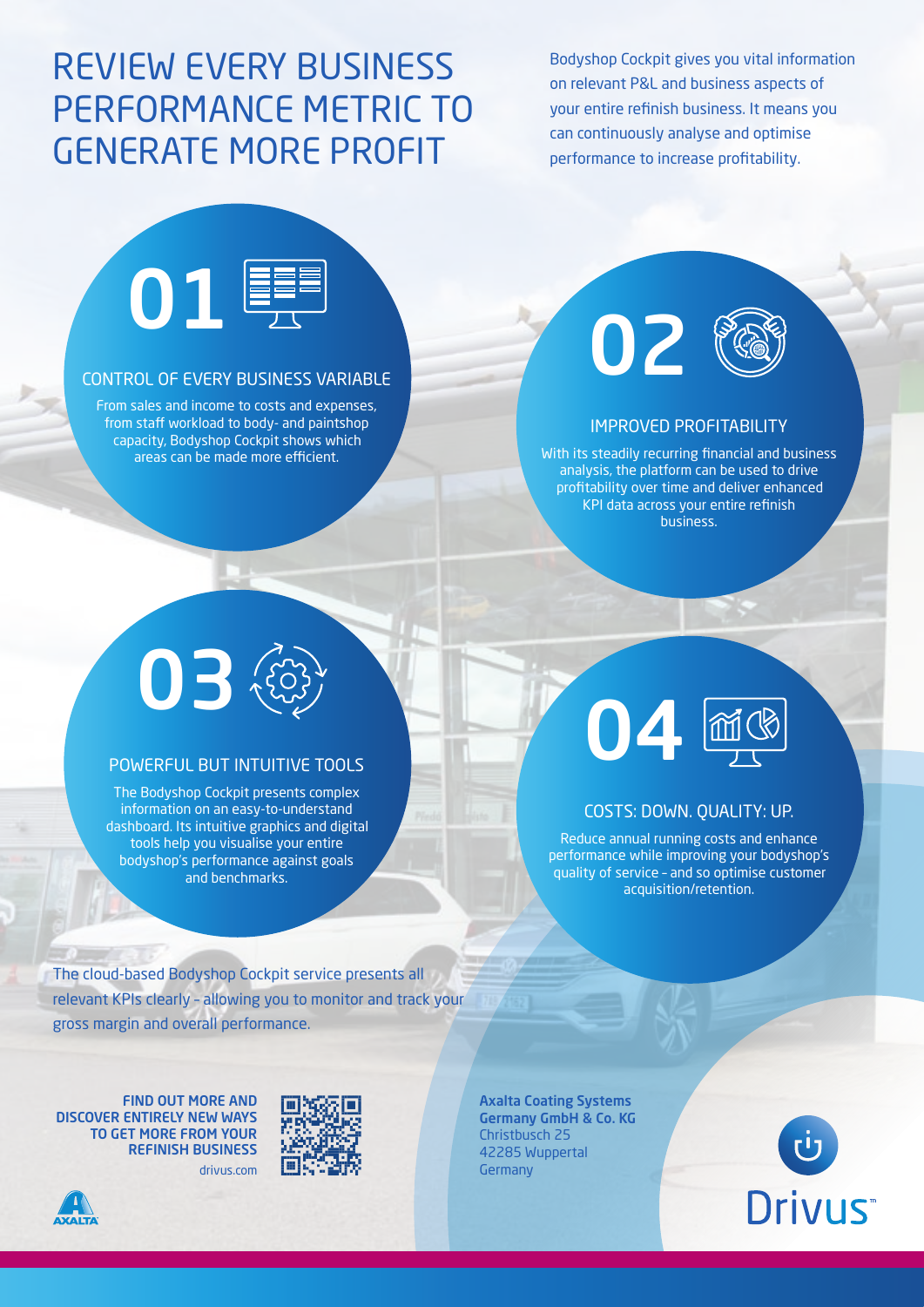# REVIEW EVERY BUSINESS PERFORMANCE METRIC TO GENERATE MORE PROFIT

Bodyshop Cockpit gives you vital information on relevant P&L and business aspects of your entire refinish business. It means you can continuously analyse and optimise performance to increase profitability.

## 01

### CONTROL OF EVERY BUSINESS VARIABLE

From sales and income to costs and expenses, from staff workload to body- and paintshop capacity, Bodyshop Cockpit shows which areas can be made more efficient.

## 02

### IMPROVED PROFITABILITY

With its steadily recurring financial and business analysis, the platform can be used to drive profitability over time and deliver enhanced KPI data across your entire refinish business.

## 03

### POWERFUL BUT INTUITIVE TOOLS

The Bodyshop Cockpit presents complex information on an easy-to-understand dashboard. Its intuitive graphics and digital tools help you visualise your entire bodyshop's performance against goals and benchmarks.

## 04

### COSTS: DOWN. QUALITY: UP.

Reduce annual running costs and enhance performance while improving your bodyshop's quality of service – and so optimise customer acquisition/retention.

The cloud-based Bodyshop Cockpit service presents all relevant KPIs clearly – allowing you to monitor and track your gross margin and overall performance.

**FIND OUT MORE AND DISCOVER ENTIRELY NEW WAYS TO GET MORE FROM YOUR REFINISH BUSINESS**

drivus.com

**Axalta Coating Systems Germany GmbH & Co. KG**
Christbusch 25
42285 Wuppertal
Germany

AXALTA

Drivus™